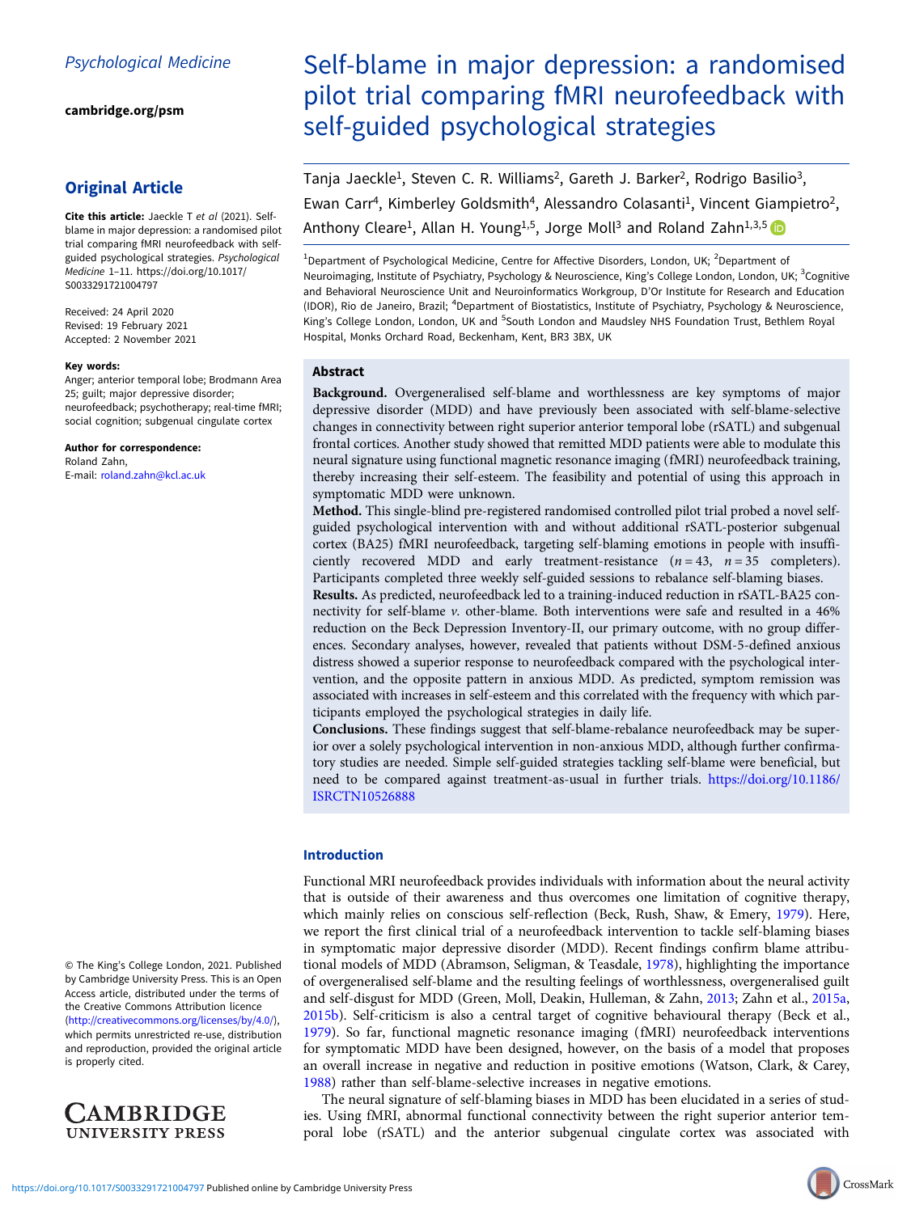Psychological Medicine

cambridge.org/psm

## Original Article

**Cite this article:** Jaeckle T *et al* (2021). Self-blame in major depression: a randomised pilot trial comparing fMRI neurofeedback with self-guided psychological strategies. *Psychological Medicine* 1–11. https://doi.org/10.1017/S0033291721004797

Received: 24 April 2020
Revised: 19 February 2021
Accepted: 2 November 2021

**Key words:**
Anger; anterior temporal lobe; Brodmann Area 25; guilt; major depressive disorder; neurofeedback; psychotherapy; real-time fMRI; social cognition; subgenual cingulate cortex

**Author for correspondence:**
Roland Zahn,
E-mail: roland.zahn@kcl.ac.uk

© The King's College London, 2021. Published by Cambridge University Press. This is an Open Access article, distributed under the terms of the Creative Commons Attribution licence (http://creativecommons.org/licenses/by/4.0/), which permits unrestricted re-use, distribution and reproduction, provided the original article is properly cited.

# Self-blame in major depression: a randomised pilot trial comparing fMRI neurofeedback with self-guided psychological strategies

Tanja Jaeckle[1], Steven C. R. Williams[2], Gareth J. Barker[2], Rodrigo Basilio[3], Ewan Carr[4], Kimberley Goldsmith[4], Alessandro Colasanti[1], Vincent Giampietro[2], Anthony Cleare[1], Allan H. Young[1,5], Jorge Moll[3] and Roland Zahn[1,3,5]

[1]Department of Psychological Medicine, Centre for Affective Disorders, London, UK; [2]Department of Neuroimaging, Institute of Psychiatry, Psychology & Neuroscience, King's College London, London, UK; [3]Cognitive and Behavioral Neuroscience Unit and Neuroinformatics Workgroup, D'Or Institute for Research and Education (IDOR), Rio de Janeiro, Brazil; [4]Department of Biostatistics, Institute of Psychiatry, Psychology & Neuroscience, King's College London, London, UK and [5]South London and Maudsley NHS Foundation Trust, Bethlem Royal Hospital, Monks Orchard Road, Beckenham, Kent, BR3 3BX, UK

## Abstract

**Background.** Overgeneralised self-blame and worthlessness are key symptoms of major depressive disorder (MDD) and have previously been associated with self-blame-selective changes in connectivity between right superior anterior temporal lobe (rSATL) and subgenual frontal cortices. Another study showed that remitted MDD patients were able to modulate this neural signature using functional magnetic resonance imaging (fMRI) neurofeedback training, thereby increasing their self-esteem. The feasibility and potential of using this approach in symptomatic MDD were unknown.

**Method.** This single-blind pre-registered randomised controlled pilot trial probed a novel self-guided psychological intervention with and without additional rSATL-posterior subgenual cortex (BA25) fMRI neurofeedback, targeting self-blaming emotions in people with insufficiently recovered MDD and early treatment-resistance ($n = 43$, $n = 35$ completers). Participants completed three weekly self-guided sessions to rebalance self-blaming biases.

**Results.** As predicted, neurofeedback led to a training-induced reduction in rSATL-BA25 connectivity for self-blame *v.* other-blame. Both interventions were safe and resulted in a 46% reduction on the Beck Depression Inventory-II, our primary outcome, with no group differences. Secondary analyses, however, revealed that patients without DSM-5-defined anxious distress showed a superior response to neurofeedback compared with the psychological intervention, and the opposite pattern in anxious MDD. As predicted, symptom remission was associated with increases in self-esteem and this correlated with the frequency with which participants employed the psychological strategies in daily life.

**Conclusions.** These findings suggest that self-blame-rebalance neurofeedback may be superior over a solely psychological intervention in non-anxious MDD, although further confirmatory studies are needed. Simple self-guided strategies tackling self-blame were beneficial, but need to be compared against treatment-as-usual in further trials. https://doi.org/10.1186/ISRCTN10526888

## Introduction

Functional MRI neurofeedback provides individuals with information about the neural activity that is outside of their awareness and thus overcomes one limitation of cognitive therapy, which mainly relies on conscious self-reflection (Beck, Rush, Shaw, & Emery, 1979). Here, we report the first clinical trial of a neurofeedback intervention to tackle self-blaming biases in symptomatic major depressive disorder (MDD). Recent findings confirm blame attributional models of MDD (Abramson, Seligman, & Teasdale, 1978), highlighting the importance of overgeneralised self-blame and the resulting feelings of worthlessness, overgeneralised guilt and self-disgust for MDD (Green, Moll, Deakin, Hulleman, & Zahn, 2013; Zahn et al., 2015a, 2015b). Self-criticism is also a central target of cognitive behavioural therapy (Beck et al., 1979). So far, functional magnetic resonance imaging (fMRI) neurofeedback interventions for symptomatic MDD have been designed, however, on the basis of a model that proposes an overall increase in negative and reduction in positive emotions (Watson, Clark, & Carey, 1988) rather than self-blame-selective increases in negative emotions.

The neural signature of self-blaming biases in MDD has been elucidated in a series of studies. Using fMRI, abnormal functional connectivity between the right superior anterior temporal lobe (rSATL) and the anterior subgenual cingulate cortex was associated with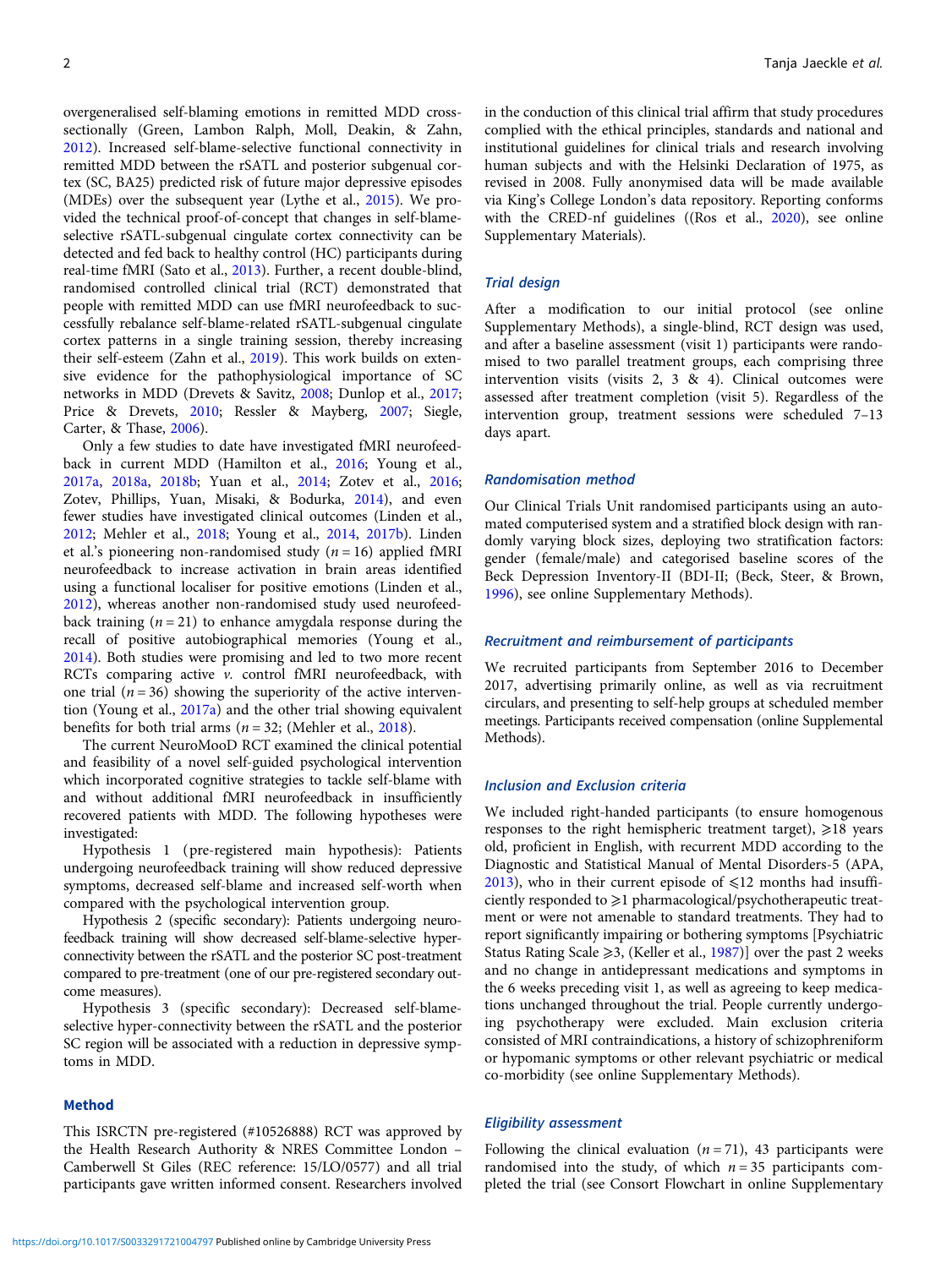overgeneralised self-blaming emotions in remitted MDD cross-sectionally (Green, Lambon Ralph, Moll, Deakin, & Zahn, 2012). Increased self-blame-selective functional connectivity in remitted MDD between the rSATL and posterior subgenual cortex (SC, BA25) predicted risk of future major depressive episodes (MDEs) over the subsequent year (Lythe et al., 2015). We provided the technical proof-of-concept that changes in self-blame-selective rSATL-subgenual cingulate cortex connectivity can be detected and fed back to healthy control (HC) participants during real-time fMRI (Sato et al., 2013). Further, a recent double-blind, randomised controlled clinical trial (RCT) demonstrated that people with remitted MDD can use fMRI neurofeedback to successfully rebalance self-blame-related rSATL-subgenual cingulate cortex patterns in a single training session, thereby increasing their self-esteem (Zahn et al., 2019). This work builds on extensive evidence for the pathophysiological importance of SC networks in MDD (Drevets & Savitz, 2008; Dunlop et al., 2017; Price & Drevets, 2010; Ressler & Mayberg, 2007; Siegle, Carter, & Thase, 2006).

Only a few studies to date have investigated fMRI neurofeedback in current MDD (Hamilton et al., 2016; Young et al., 2017a, 2018a, 2018b; Yuan et al., 2014; Zotev et al., 2016; Zotev, Phillips, Yuan, Misaki, & Bodurka, 2014), and even fewer studies have investigated clinical outcomes (Linden et al., 2012; Mehler et al., 2018; Young et al., 2014, 2017b). Linden et al.'s pioneering non-randomised study ($n = 16$) applied fMRI neurofeedback to increase activation in brain areas identified using a functional localiser for positive emotions (Linden et al., 2012), whereas another non-randomised study used neurofeedback training ($n = 21$) to enhance amygdala response during the recall of positive autobiographical memories (Young et al., 2014). Both studies were promising and led to two more recent RCTs comparing active *v.* control fMRI neurofeedback, with one trial ($n = 36$) showing the superiority of the active intervention (Young et al., 2017a) and the other trial showing equivalent benefits for both trial arms ($n = 32$; (Mehler et al., 2018).

The current NeuroMooD RCT examined the clinical potential and feasibility of a novel self-guided psychological intervention which incorporated cognitive strategies to tackle self-blame with and without additional fMRI neurofeedback in insufficiently recovered patients with MDD. The following hypotheses were investigated:

Hypothesis 1 (pre-registered main hypothesis): Patients undergoing neurofeedback training will show reduced depressive symptoms, decreased self-blame and increased self-worth when compared with the psychological intervention group.

Hypothesis 2 (specific secondary): Patients undergoing neurofeedback training will show decreased self-blame-selective hyper-connectivity between the rSATL and the posterior SC post-treatment compared to pre-treatment (one of our pre-registered secondary outcome measures).

Hypothesis 3 (specific secondary): Decreased self-blame-selective hyper-connectivity between the rSATL and the posterior SC region will be associated with a reduction in depressive symptoms in MDD.

## Method

This ISRCTN pre-registered (#10526888) RCT was approved by the Health Research Authority & NRES Committee London – Camberwell St Giles (REC reference: 15/LO/0577) and all trial participants gave written informed consent. Researchers involved in the conduction of this clinical trial affirm that study procedures complied with the ethical principles, standards and national and institutional guidelines for clinical trials and research involving human subjects and with the Helsinki Declaration of 1975, as revised in 2008. Fully anonymised data will be made available via King's College London's data repository. Reporting conforms with the CRED-nf guidelines ((Ros et al., 2020), see online Supplementary Materials).

### Trial design

After a modification to our initial protocol (see online Supplementary Methods), a single-blind, RCT design was used, and after a baseline assessment (visit 1) participants were randomised to two parallel treatment groups, each comprising three intervention visits (visits 2, 3 & 4). Clinical outcomes were assessed after treatment completion (visit 5). Regardless of the intervention group, treatment sessions were scheduled 7–13 days apart.

### Randomisation method

Our Clinical Trials Unit randomised participants using an automated computerised system and a stratified block design with randomly varying block sizes, deploying two stratification factors: gender (female/male) and categorised baseline scores of the Beck Depression Inventory-II (BDI-II; (Beck, Steer, & Brown, 1996), see online Supplementary Methods).

### Recruitment and reimbursement of participants

We recruited participants from September 2016 to December 2017, advertising primarily online, as well as via recruitment circulars, and presenting to self-help groups at scheduled member meetings. Participants received compensation (online Supplemental Methods).

### Inclusion and Exclusion criteria

We included right-handed participants (to ensure homogenous responses to the right hemispheric treatment target), ⩾18 years old, proficient in English, with recurrent MDD according to the Diagnostic and Statistical Manual of Mental Disorders-5 (APA, 2013), who in their current episode of ⩽12 months had insufficiently responded to ⩾1 pharmacological/psychotherapeutic treatment or were not amenable to standard treatments. They had to report significantly impairing or bothering symptoms [Psychiatric Status Rating Scale ⩾3, (Keller et al., 1987)] over the past 2 weeks and no change in antidepressant medications and symptoms in the 6 weeks preceding visit 1, as well as agreeing to keep medications unchanged throughout the trial. People currently undergoing psychotherapy were excluded. Main exclusion criteria consisted of MRI contraindications, a history of schizophreniform or hypomanic symptoms or other relevant psychiatric or medical co-morbidity (see online Supplementary Methods).

### Eligibility assessment

Following the clinical evaluation ($n = 71$), 43 participants were randomised into the study, of which $n = 35$ participants completed the trial (see Consort Flowchart in online Supplementary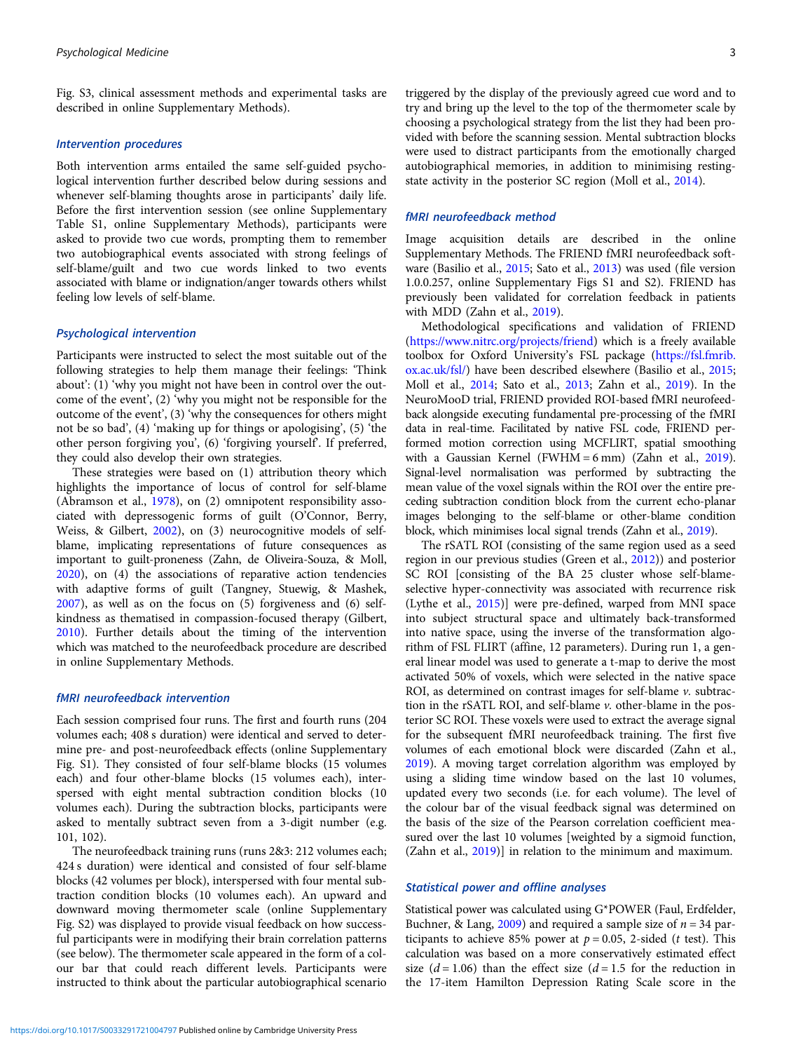Fig. S3, clinical assessment methods and experimental tasks are described in online Supplementary Methods).

### Intervention procedures

Both intervention arms entailed the same self-guided psychological intervention further described below during sessions and whenever self-blaming thoughts arose in participants' daily life. Before the first intervention session (see online Supplementary Table S1, online Supplementary Methods), participants were asked to provide two cue words, prompting them to remember two autobiographical events associated with strong feelings of self-blame/guilt and two cue words linked to two events associated with blame or indignation/anger towards others whilst feeling low levels of self-blame.

### Psychological intervention

Participants were instructed to select the most suitable out of the following strategies to help them manage their feelings: 'Think about': (1) 'why you might not have been in control over the outcome of the event', (2) 'why you might not be responsible for the outcome of the event', (3) 'why the consequences for others might not be so bad', (4) 'making up for things or apologising', (5) 'the other person forgiving you', (6) 'forgiving yourself'. If preferred, they could also develop their own strategies.

These strategies were based on (1) attribution theory which highlights the importance of locus of control for self-blame (Abramson et al., 1978), on (2) omnipotent responsibility associated with depressogenic forms of guilt (O'Connor, Berry, Weiss, & Gilbert, 2002), on (3) neurocognitive models of self-blame, implicating representations of future consequences as important to guilt-proneness (Zahn, de Oliveira-Souza, & Moll, 2020), on (4) the associations of reparative action tendencies with adaptive forms of guilt (Tangney, Stuewig, & Mashek, 2007), as well as on the focus on (5) forgiveness and (6) self-kindness as thematised in compassion-focused therapy (Gilbert, 2010). Further details about the timing of the intervention which was matched to the neurofeedback procedure are described in online Supplementary Methods.

### fMRI neurofeedback intervention

Each session comprised four runs. The first and fourth runs (204 volumes each; 408 s duration) were identical and served to determine pre- and post-neurofeedback effects (online Supplementary Fig. S1). They consisted of four self-blame blocks (15 volumes each) and four other-blame blocks (15 volumes each), interspersed with eight mental subtraction condition blocks (10 volumes each). During the subtraction blocks, participants were asked to mentally subtract seven from a 3-digit number (e.g. 101, 102).

The neurofeedback training runs (runs 2&3: 212 volumes each; 424 s duration) were identical and consisted of four self-blame blocks (42 volumes per block), interspersed with four mental subtraction condition blocks (10 volumes each). An upward and downward moving thermometer scale (online Supplementary Fig. S2) was displayed to provide visual feedback on how successful participants were in modifying their brain correlation patterns (see below). The thermometer scale appeared in the form of a colour bar that could reach different levels. Participants were instructed to think about the particular autobiographical scenario triggered by the display of the previously agreed cue word and to try and bring up the level to the top of the thermometer scale by choosing a psychological strategy from the list they had been provided with before the scanning session. Mental subtraction blocks were used to distract participants from the emotionally charged autobiographical memories, in addition to minimising resting-state activity in the posterior SC region (Moll et al., 2014).

### fMRI neurofeedback method

Image acquisition details are described in the online Supplementary Methods. The FRIEND fMRI neurofeedback software (Basilio et al., 2015; Sato et al., 2013) was used (file version 1.0.0.257, online Supplementary Figs S1 and S2). FRIEND has previously been validated for correlation feedback in patients with MDD (Zahn et al., 2019).

Methodological specifications and validation of FRIEND (https://www.nitrc.org/projects/friend) which is a freely available toolbox for Oxford University's FSL package (https://fsl.fmrib.ox.ac.uk/fsl/) have been described elsewhere (Basilio et al., 2015; Moll et al., 2014; Sato et al., 2013; Zahn et al., 2019). In the NeuroMooD trial, FRIEND provided ROI-based fMRI neurofeedback alongside executing fundamental pre-processing of the fMRI data in real-time. Facilitated by native FSL code, FRIEND performed motion correction using MCFLIRT, spatial smoothing with a Gaussian Kernel (FWHM = 6 mm) (Zahn et al., 2019). Signal-level normalisation was performed by subtracting the mean value of the voxel signals within the ROI over the entire preceding subtraction condition block from the current echo-planar images belonging to the self-blame or other-blame condition block, which minimises local signal trends (Zahn et al., 2019).

The rSATL ROI (consisting of the same region used as a seed region in our previous studies (Green et al., 2012)) and posterior SC ROI [consisting of the BA 25 cluster whose self-blame-selective hyper-connectivity was associated with recurrence risk (Lythe et al., 2015)] were pre-defined, warped from MNI space into subject structural space and ultimately back-transformed into native space, using the transformation algorithm of FSL FLIRT (affine, 12 parameters). During run 1, a general linear model was used to generate a t-map to derive the most activated 50% of voxels, which were selected in the native space ROI, as determined on contrast images for self-blame *v.* subtraction in the rSATL ROI, and self-blame *v.* other-blame in the posterior SC ROI. These voxels were used to extract the average signal for the subsequent fMRI neurofeedback training. The first five volumes of each emotional block were discarded (Zahn et al., 2019). A moving target correlation algorithm was employed by using a sliding time window based on the last 10 volumes, updated every two seconds (i.e. for each volume). The level of the colour bar of the visual feedback signal was determined on the basis of the size of the Pearson correlation coefficient measured over the last 10 volumes [weighted by a sigmoid function, (Zahn et al., 2019)] in relation to the minimum and maximum.

### Statistical power and offline analyses

Statistical power was calculated using G*POWER (Faul, Erdfelder, Buchner, & Lang, 2009) and required a sample size of $n = 34$ participants to achieve 85% power at $p = 0.05$, 2-sided ($t$ test). This calculation was based on a more conservatively estimated effect size ($d = 1.06$) than the effect size ($d = 1.5$ for the reduction in the 17-item Hamilton Depression Rating Scale score in the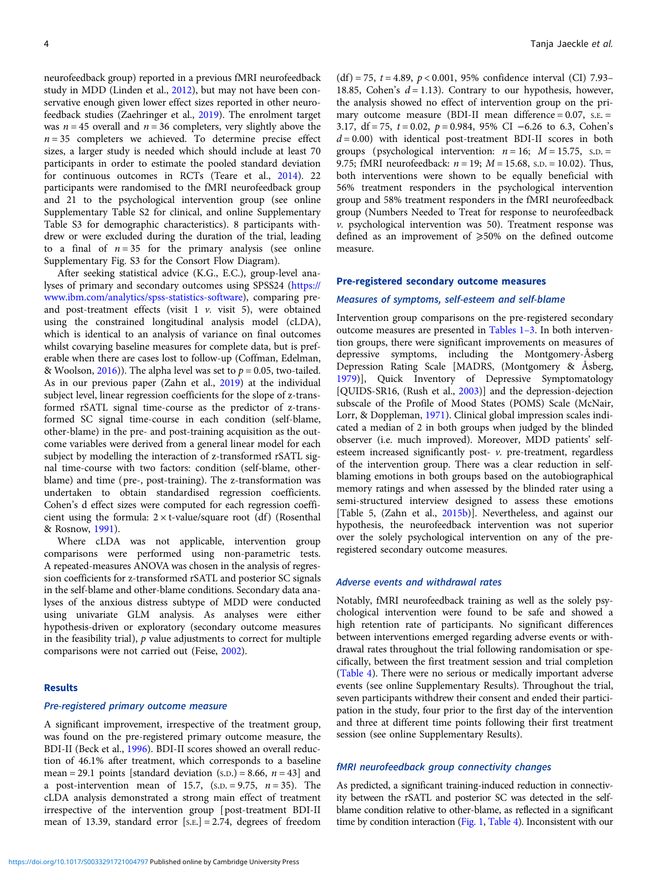neurofeedback group) reported in a previous fMRI neurofeedback study in MDD (Linden et al., 2012), but may not have been conservative enough given lower effect sizes reported in other neurofeedback studies (Zaehringer et al., 2019). The enrolment target was $n = 45$ overall and $n = 36$ completers, very slightly above the $n = 35$ completers we achieved. To determine precise effect sizes, a larger study is needed which should include at least 70 participants in order to estimate the pooled standard deviation for continuous outcomes in RCTs (Teare et al., 2014). 22 participants were randomised to the fMRI neurofeedback group and 21 to the psychological intervention group (see online Supplementary Table S2 for clinical, and online Supplementary Table S3 for demographic characteristics). 8 participants withdrew or were excluded during the duration of the trial, leading to a final of $n = 35$ for the primary analysis (see online Supplementary Fig. S3 for the Consort Flow Diagram).

After seeking statistical advice (K.G., E.C.), group-level analyses of primary and secondary outcomes using SPSS24 (https://www.ibm.com/analytics/spss-statistics-software), comparing pre- and post-treatment effects (visit 1 *v.* visit 5), were obtained using the constrained longitudinal analysis model (cLDA), which is identical to an analysis of variance on final outcomes whilst covarying baseline measures for complete data, but is preferable when there are cases lost to follow-up (Coffman, Edelman, & Woolson, 2016)). The alpha level was set to $p = 0.05$, two-tailed. As in our previous paper (Zahn et al., 2019) at the individual subject level, linear regression coefficients for the slope of z-transformed rSATL signal time-course as the predictor of z-transformed SC signal time-course in each condition (self-blame, other-blame) in the pre- and post-training acquisition as the outcome variables were derived from a general linear model for each subject by modelling the interaction of z-transformed rSATL signal time-course with two factors: condition (self-blame, other-blame) and time (pre-, post-training). The z-transformation was undertaken to obtain standardised regression coefficients. Cohen's d effect sizes were computed for each regression coefficient using the formula: $2 \times$ t-value/square root (df) (Rosenthal & Rosnow, 1991).

Where cLDA was not applicable, intervention group comparisons were performed using non-parametric tests. A repeated-measures ANOVA was chosen in the analysis of regression coefficients for z-transformed rSATL and posterior SC signals in the self-blame and other-blame conditions. Secondary data analyses of the anxious distress subtype of MDD were conducted using univariate GLM analysis. As analyses were either hypothesis-driven or exploratory (secondary outcome measures in the feasibility trial), $p$ value adjustments to correct for multiple comparisons were not carried out (Feise, 2002).

## Results

### Pre-registered primary outcome measure

A significant improvement, irrespective of the treatment group, was found on the pre-registered primary outcome measure, the BDI-II (Beck et al., 1996). BDI-II scores showed an overall reduction of 46.1% after treatment, which corresponds to a baseline mean = 29.1 points [standard deviation (S.D.) = 8.66, $n = 43$] and a post-intervention mean of 15.7, (S.D. = 9.75, $n = 35$). The cLDA analysis demonstrated a strong main effect of treatment irrespective of the intervention group [post-treatment BDI-II mean of 13.39, standard error [S.E.] = 2.74, degrees of freedom (df) = 75, $t = 4.89$, $p < 0.001$, 95% confidence interval (CI) 7.93–18.85, Cohen's $d = 1.13$). Contrary to our hypothesis, however, the analysis showed no effect of intervention group on the primary outcome measure (BDI-II mean difference = 0.07, S.E. = 3.17, df = 75, $t = 0.02$, $p = 0.984$, 95% CI −6.26 to 6.3, Cohen's $d = 0.00$) with identical post-treatment BDI-II scores in both groups (psychological intervention: $n = 16$; $M = 15.75$, S.D. = 9.75; fMRI neurofeedback: $n = 19$; $M = 15.68$, S.D. = 10.02). Thus, both interventions were shown to be equally beneficial with 56% treatment responders in the psychological intervention group and 58% treatment responders in the fMRI neurofeedback group (Numbers Needed to Treat for response to neurofeedback *v.* psychological intervention was 50). Treatment response was defined as an improvement of ⩾50% on the defined outcome measure.

### Pre-registered secondary outcome measures

#### Measures of symptoms, self-esteem and self-blame

Intervention group comparisons on the pre-registered secondary outcome measures are presented in Tables 1–3. In both intervention groups, there were significant improvements on measures of depressive symptoms, including the Montgomery-Åsberg Depression Rating Scale [MADRS, (Montgomery & Åsberg, 1979)], Quick Inventory of Depressive Symptomatology [QUIDS-SR16, (Rush et al., 2003)] and the depression-dejection subscale of the Profile of Mood States (POMS) Scale (McNair, Lorr, & Doppleman, 1971). Clinical global impression scales indicated a median of 2 in both groups when judged by the blinded observer (i.e. much improved). Moreover, MDD patients' self-esteem increased significantly post- *v.* pre-treatment, regardless of the intervention group. There was a clear reduction in self-blaming emotions in both groups based on the autobiographical memory ratings and when assessed by the blinded rater using a semi-structured interview designed to assess these emotions [Table 5, (Zahn et al., 2015b)]. Nevertheless, and against our hypothesis, the neurofeedback intervention was not superior over the solely psychological intervention on any of the pre-registered secondary outcome measures.

#### Adverse events and withdrawal rates

Notably, fMRI neurofeedback training as well as the solely psychological intervention were found to be safe and showed a high retention rate of participants. No significant differences between interventions emerged regarding adverse events or withdrawal rates throughout the trial following randomisation or specifically, between the first treatment session and trial completion (Table 4). There were no serious or medically important adverse events (see online Supplementary Results). Throughout the trial, seven participants withdrew their consent and ended their participation in the study, four prior to the first day of the intervention and three at different time points following their first treatment session (see online Supplementary Results).

#### fMRI neurofeedback group connectivity changes

As predicted, a significant training-induced reduction in connectivity between the rSATL and posterior SC was detected in the self-blame condition relative to other-blame, as reflected in a significant time by condition interaction (Fig. 1, Table 4). Inconsistent with our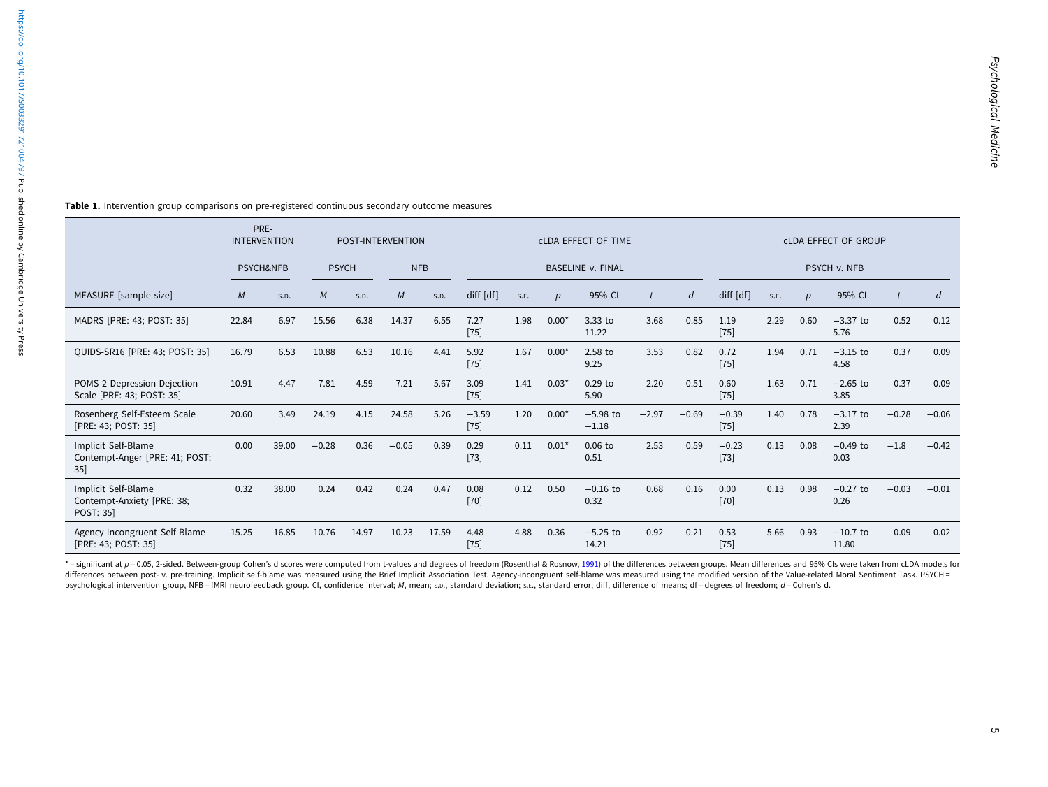**Table 1.** Intervention group comparisons on pre-registered continuous secondary outcome measures

| | PRE-INTERVENTION | | POST-INTERVENTION | | | | cLDA EFFECT OF TIME | | | | | | cLDA EFFECT OF GROUP | | | | | |
|---|---|---|---|---|---|---|---|---|---|---|---|---|---|---|---|---|---|---|
| | PSYCH&NFB | | PSYCH | | NFB | | BASELINE v. FINAL | | | | | | PSYCH v. NFB | | | | | |
| MEASURE [sample size] | *M* | S.D. | *M* | S.D. | *M* | S.D. | diff [df] | S.E. | *p* | 95% CI | *t* | *d* | diff [df] | S.E. | *p* | 95% CI | *t* | *d* |
| MADRS [PRE: 43; POST: 35] | 22.84 | 6.97 | 15.56 | 6.38 | 14.37 | 6.55 | 7.27 [75] | 1.98 | 0.00* | 3.33 to 11.22 | 3.68 | 0.85 | 1.19 [75] | 2.29 | 0.60 | −3.37 to 5.76 | 0.52 | 0.12 |
| QUIDS-SR16 [PRE: 43; POST: 35] | 16.79 | 6.53 | 10.88 | 6.53 | 10.16 | 4.41 | 5.92 [75] | 1.67 | 0.00* | 2.58 to 9.25 | 3.53 | 0.82 | 0.72 [75] | 1.94 | 0.71 | −3.15 to 4.58 | 0.37 | 0.09 |
| POMS 2 Depression-Dejection Scale [PRE: 43; POST: 35] | 10.91 | 4.47 | 7.81 | 4.59 | 7.21 | 5.67 | 3.09 [75] | 1.41 | 0.03* | 0.29 to 5.90 | 2.20 | 0.51 | 0.60 [75] | 1.63 | 0.71 | −2.65 to 3.85 | 0.37 | 0.09 |
| Rosenberg Self-Esteem Scale [PRE: 43; POST: 35] | 20.60 | 3.49 | 24.19 | 4.15 | 24.58 | 5.26 | −3.59 [75] | 1.20 | 0.00* | −5.98 to −1.18 | −2.97 | −0.69 | −0.39 [75] | 1.40 | 0.78 | −3.17 to 2.39 | −0.28 | −0.06 |
| Implicit Self-Blame Contempt-Anger [PRE: 41; POST: 35] | 0.00 | 39.00 | −0.28 | 0.36 | −0.05 | 0.39 | 0.29 [73] | 0.11 | 0.01* | 0.06 to 0.51 | 2.53 | 0.59 | −0.23 [73] | 0.13 | 0.08 | −0.49 to 0.03 | −1.8 | −0.42 |
| Implicit Self-Blame Contempt-Anxiety [PRE: 38; POST: 35] | 0.32 | 38.00 | 0.24 | 0.42 | 0.24 | 0.47 | 0.08 [70] | 0.12 | 0.50 | −0.16 to 0.32 | 0.68 | 0.16 | 0.00 [70] | 0.13 | 0.98 | −0.27 to 0.26 | −0.03 | −0.01 |
| Agency-Incongruent Self-Blame [PRE: 43; POST: 35] | 15.25 | 16.85 | 10.76 | 14.97 | 10.23 | 17.59 | 4.48 [75] | 4.88 | 0.36 | −5.25 to 14.21 | 0.92 | 0.21 | 0.53 [75] | 5.66 | 0.93 | −10.7 to 11.80 | 0.09 | 0.02 |

* = significant at $p = 0.05$, 2-sided. Between-group Cohen's d scores were computed from t-values and degrees of freedom (Rosenthal & Rosnow, 1991) of the differences between groups. Mean differences and 95% CIs were taken from cLDA models for differences between post- v. pre-training. Implicit self-blame was measured using the Brief Implicit Association Test. Agency-incongruent self-blame was measured using the modified version of the Value-related Moral Sentiment Task. PSYCH = psychological intervention group, NFB = fMRI neurofeedback group. CI, confidence interval; *M*, mean; S.D., standard deviation; S.E., standard error; diff, difference of means; df = degrees of freedom; *d* = Cohen's d.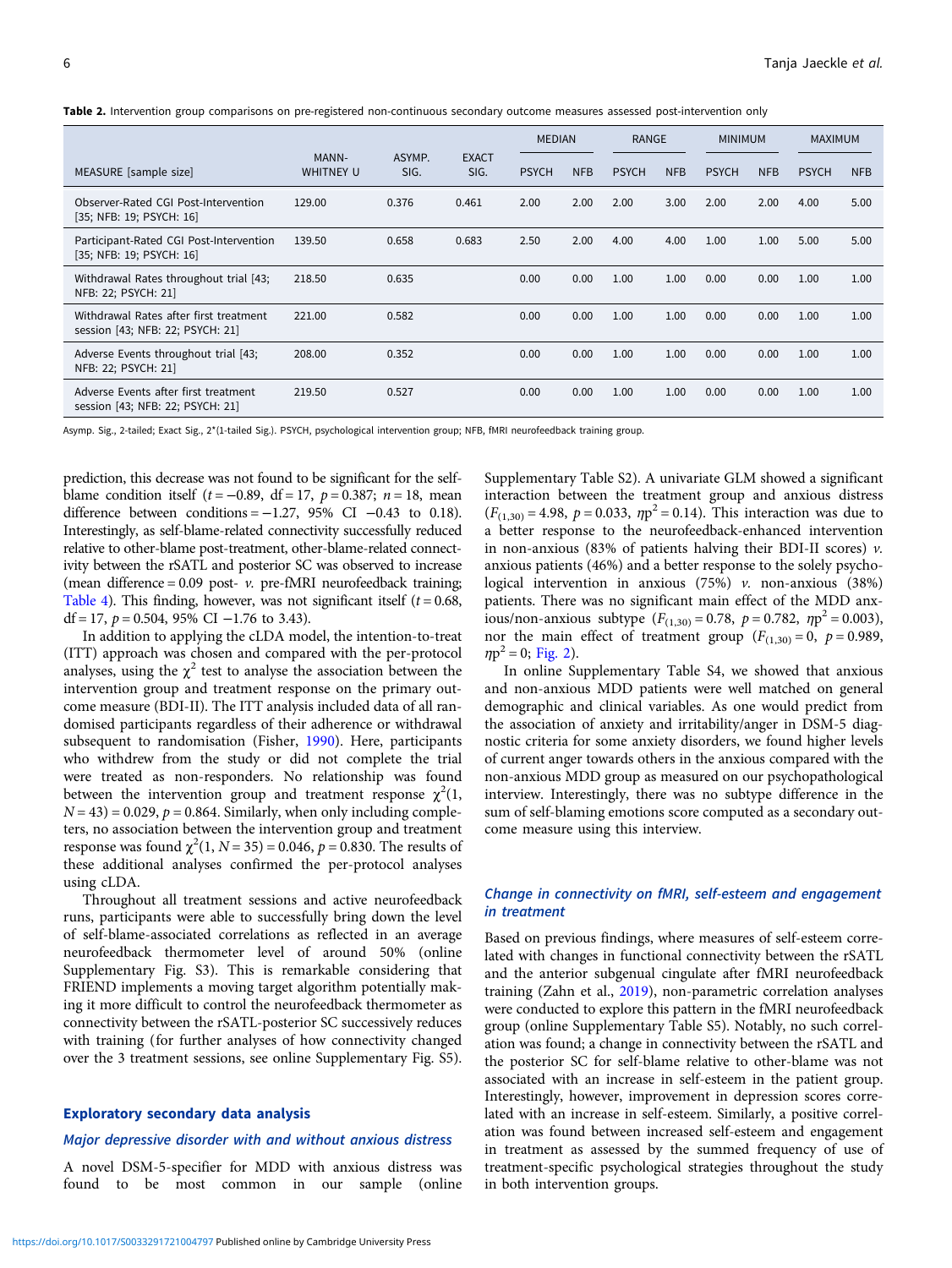**Table 2.** Intervention group comparisons on pre-registered non-continuous secondary outcome measures assessed post-intervention only

| MEASURE [sample size] | MANN-WHITNEY U | ASYMP. SIG. | EXACT SIG. | MEDIAN | | RANGE | | MINIMUM | | MAXIMUM | |
|---|---|---|---|---|---|---|---|---|---|---|---|
| | | | | PSYCH | NFB | PSYCH | NFB | PSYCH | NFB | PSYCH | NFB |
| Observer-Rated CGI Post-Intervention [35; NFB: 19; PSYCH: 16] | 129.00 | 0.376 | 0.461 | 2.00 | 2.00 | 2.00 | 3.00 | 2.00 | 2.00 | 4.00 | 5.00 |
| Participant-Rated CGI Post-Intervention [35; NFB: 19; PSYCH: 16] | 139.50 | 0.658 | 0.683 | 2.50 | 2.00 | 4.00 | 4.00 | 1.00 | 1.00 | 5.00 | 5.00 |
| Withdrawal Rates throughout trial [43; NFB: 22; PSYCH: 21] | 218.50 | 0.635 | | 0.00 | 0.00 | 1.00 | 1.00 | 0.00 | 0.00 | 1.00 | 1.00 |
| Withdrawal Rates after first treatment session [43; NFB: 22; PSYCH: 21] | 221.00 | 0.582 | | 0.00 | 0.00 | 1.00 | 1.00 | 0.00 | 0.00 | 1.00 | 1.00 |
| Adverse Events throughout trial [43; NFB: 22; PSYCH: 21] | 208.00 | 0.352 | | 0.00 | 0.00 | 1.00 | 1.00 | 0.00 | 0.00 | 1.00 | 1.00 |
| Adverse Events after first treatment session [43; NFB: 22; PSYCH: 21] | 219.50 | 0.527 | | 0.00 | 0.00 | 1.00 | 1.00 | 0.00 | 0.00 | 1.00 | 1.00 |

Asymp. Sig., 2-tailed; Exact Sig., 2*(1-tailed Sig.). PSYCH, psychological intervention group; NFB, fMRI neurofeedback training group.

prediction, this decrease was not found to be significant for the self-blame condition itself ($t = -0.89$, df = 17, $p = 0.387$; $n = 18$, mean difference between conditions = −1.27, 95% CI −0.43 to 0.18). Interestingly, as self-blame-related connectivity successfully reduced relative to other-blame post-treatment, other-blame-related connectivity between the rSATL and posterior SC was observed to increase (mean difference = 0.09 post- *v.* pre-fMRI neurofeedback training; Table 4). This finding, however, was not significant itself ($t = 0.68$, df = 17, $p = 0.504$, 95% CI −1.76 to 3.43).

In addition to applying the cLDA model, the intention-to-treat (ITT) approach was chosen and compared with the per-protocol analyses, using the $\chi^2$ test to analyse the association between the intervention group and treatment response on the primary outcome measure (BDI-II). The ITT analysis included data of all randomised participants regardless of their adherence or withdrawal subsequent to randomisation (Fisher, 1990). Here, participants who withdrew from the study or did not complete the trial were treated as non-responders. No relationship was found between the intervention group and treatment response $\chi^2(1, N = 43) = 0.029$, $p = 0.864$. Similarly, when only including completers, no association between the intervention group and treatment response was found $\chi^2(1, N = 35) = 0.046$, $p = 0.830$. The results of these additional analyses confirmed the per-protocol analyses using cLDA.

Throughout all treatment sessions and active neurofeedback runs, participants were able to successfully bring down the level of self-blame-associated correlations as reflected in an average neurofeedback thermometer level of around 50% (online Supplementary Fig. S3). This is remarkable considering that FRIEND implements a moving target algorithm potentially making it more difficult to control the neurofeedback thermometer as connectivity between the rSATL-posterior SC successively reduces with training (for further analyses of how connectivity changed over the 3 treatment sessions, see online Supplementary Fig. S5).

## Exploratory secondary data analysis

### Major depressive disorder with and without anxious distress

A novel DSM-5-specifier for MDD with anxious distress was found to be most common in our sample (online Supplementary Table S2). A univariate GLM showed a significant interaction between the treatment group and anxious distress ($F_{(1,30)} = 4.98$, $p = 0.033$, $\eta p^2 = 0.14$). This interaction was due to a better response to the neurofeedback-enhanced intervention in non-anxious (83% of patients halving their BDI-II scores) *v.* anxious patients (46%) and a better response to the solely psychological intervention in anxious (75%) *v.* non-anxious (38%) patients. There was no significant main effect of the MDD anxious/non-anxious subtype ($F_{(1,30)} = 0.78$, $p = 0.782$, $\eta p^2 = 0.003$), nor the main effect of treatment group ($F_{(1,30)} = 0$, $p = 0.989$, $\eta p^2 = 0$; Fig. 2).

In online Supplementary Table S4, we showed that anxious and non-anxious MDD patients were well matched on general demographic and clinical variables. As one would predict from the association of anxiety and irritability/anger in DSM-5 diagnostic criteria for some anxiety disorders, we found higher levels of current anger towards others in the anxious compared with the non-anxious MDD group as measured on our psychopathological interview. Interestingly, there was no subtype difference in the sum of self-blaming emotions score computed as a secondary outcome measure using this interview.

### Change in connectivity on fMRI, self-esteem and engagement in treatment

Based on previous findings, where measures of self-esteem correlated with changes in functional connectivity between the rSATL and the anterior subgenual cingulate after fMRI neurofeedback training (Zahn et al., 2019), non-parametric correlation analyses were conducted to explore this pattern in the fMRI neurofeedback group (online Supplementary Table S5). Notably, no such correlation was found; a change in connectivity between the rSATL and the posterior SC for self-blame relative to other-blame was not associated with an increase in self-esteem in the patient group. Interestingly, however, improvement in depression scores correlated with an increase in self-esteem. Similarly, a positive correlation was found between increased self-esteem and engagement in treatment as assessed by the summed frequency of use of treatment-specific psychological strategies throughout the study in both intervention groups.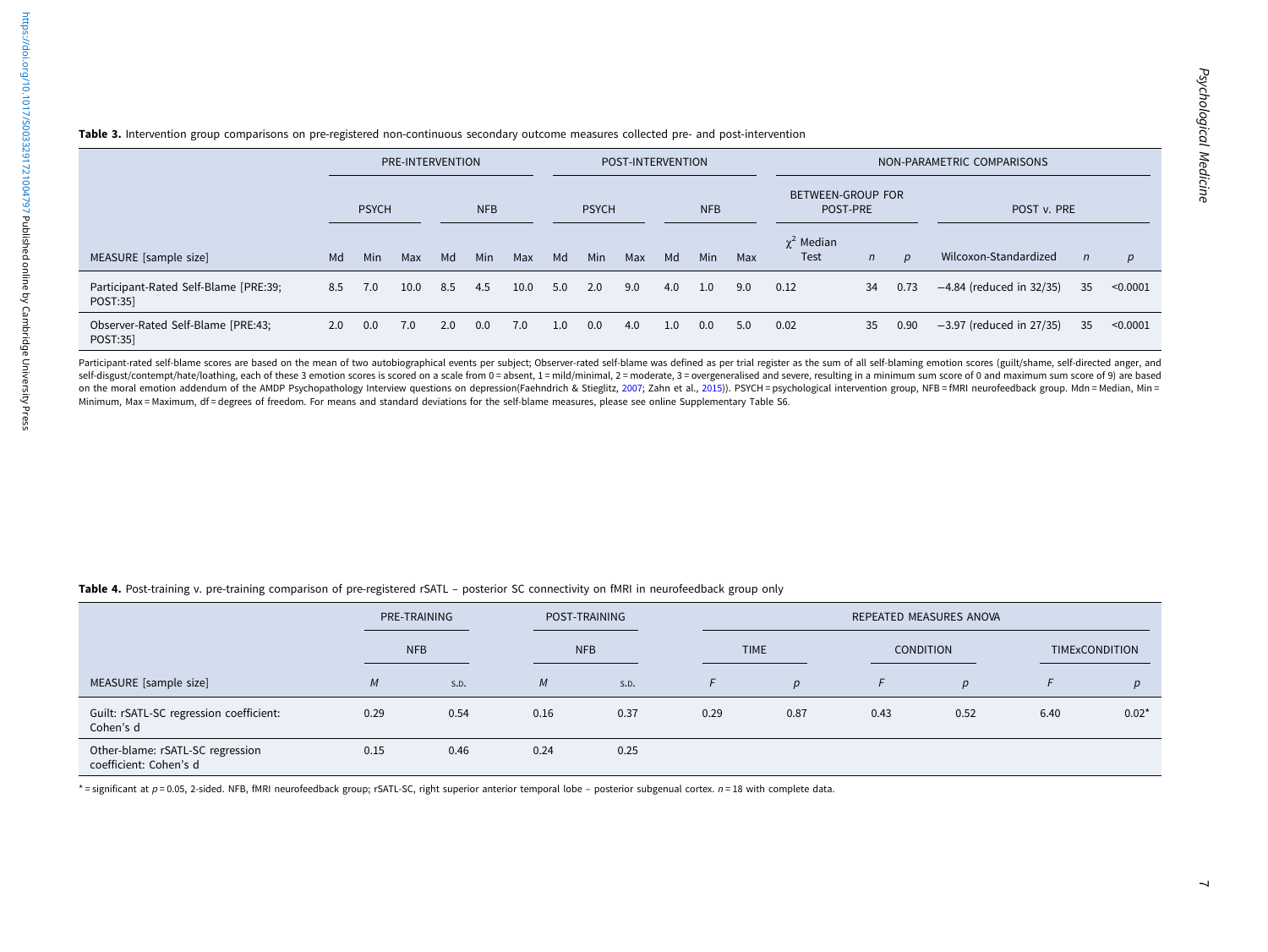**Table 3.** Intervention group comparisons on pre-registered non-continuous secondary outcome measures collected pre- and post-intervention

| | PRE-INTERVENTION | | | | | | POST-INTERVENTION | | | | | | NON-PARAMETRIC COMPARISONS | | | | | |
|---|---|---|---|---|---|---|---|---|---|---|---|---|---|---|---|---|---|---|
| | PSYCH | | | NFB | | | PSYCH | | | NFB | | | BETWEEN-GROUP FOR POST-PRE | | | POST v. PRE | | |
| MEASURE [sample size] | Md | Min | Max | Md | Min | Max | Md | Min | Max | Md | Min | Max | $\chi^2$ Median Test | *n* | *p* | Wilcoxon-Standardized | *n* | *p* |
| Participant-Rated Self-Blame [PRE:39; POST:35] | 8.5 | 7.0 | 10.0 | 8.5 | 4.5 | 10.0 | 5.0 | 2.0 | 9.0 | 4.0 | 1.0 | 9.0 | 0.12 | 34 | 0.73 | −4.84 (reduced in 32/35) | 35 | <0.0001 |
| Observer-Rated Self-Blame [PRE:43; POST:35] | 2.0 | 0.0 | 7.0 | 2.0 | 0.0 | 7.0 | 1.0 | 0.0 | 4.0 | 1.0 | 0.0 | 5.0 | 0.02 | 35 | 0.90 | −3.97 (reduced in 27/35) | 35 | <0.0001 |

Participant-rated self-blame scores are based on the mean of two autobiographical events per subject; Observer-rated self-blame was defined as per trial register as the sum of all self-blaming emotion scores (guilt/shame, self-directed anger, and self-disgust/contempt/hate/loathing, each of these 3 emotion scores is scored on a scale from 0 = absent, 1 = mild/minimal, 2 = moderate, 3 = overgeneralised and severe, resulting in a minimum sum score of 0 and maximum sum score of 9) are based on the moral emotion addendum of the AMDP Psychopathology Interview questions on depression(Faehndrich & Stieglitz, 2007; Zahn et al., 2015)). PSYCH = psychological intervention group, NFB = fMRI neurofeedback group. Mdn = Median, Min = Minimum, Max = Maximum, df = degrees of freedom. For means and standard deviations for the self-blame measures, please see online Supplementary Table S6.

**Table 4.** Post-training v. pre-training comparison of pre-registered rSATL – posterior SC connectivity on fMRI in neurofeedback group only

| | PRE-TRAINING | | POST-TRAINING | | REPEATED MEASURES ANOVA | | | | | |
|---|---|---|---|---|---|---|---|---|---|---|
| | NFB | | NFB | | TIME | | CONDITION | | TIMExCONDITION | |
| MEASURE [sample size] | *M* | S.D. | *M* | S.D. | *F* | *p* | *F* | *p* | *F* | *p* |
| Guilt: rSATL-SC regression coefficient: Cohen's d | 0.29 | 0.54 | 0.16 | 0.37 | 0.29 | 0.87 | 0.43 | 0.52 | 6.40 | 0.02* |
| Other-blame: rSATL-SC regression coefficient: Cohen's d | 0.15 | 0.46 | 0.24 | 0.25 | | | | | | |

* = significant at $p = 0.05$, 2-sided. NFB, fMRI neurofeedback group; rSATL-SC, right superior anterior temporal lobe – posterior subgenual cortex. $n = 18$ with complete data.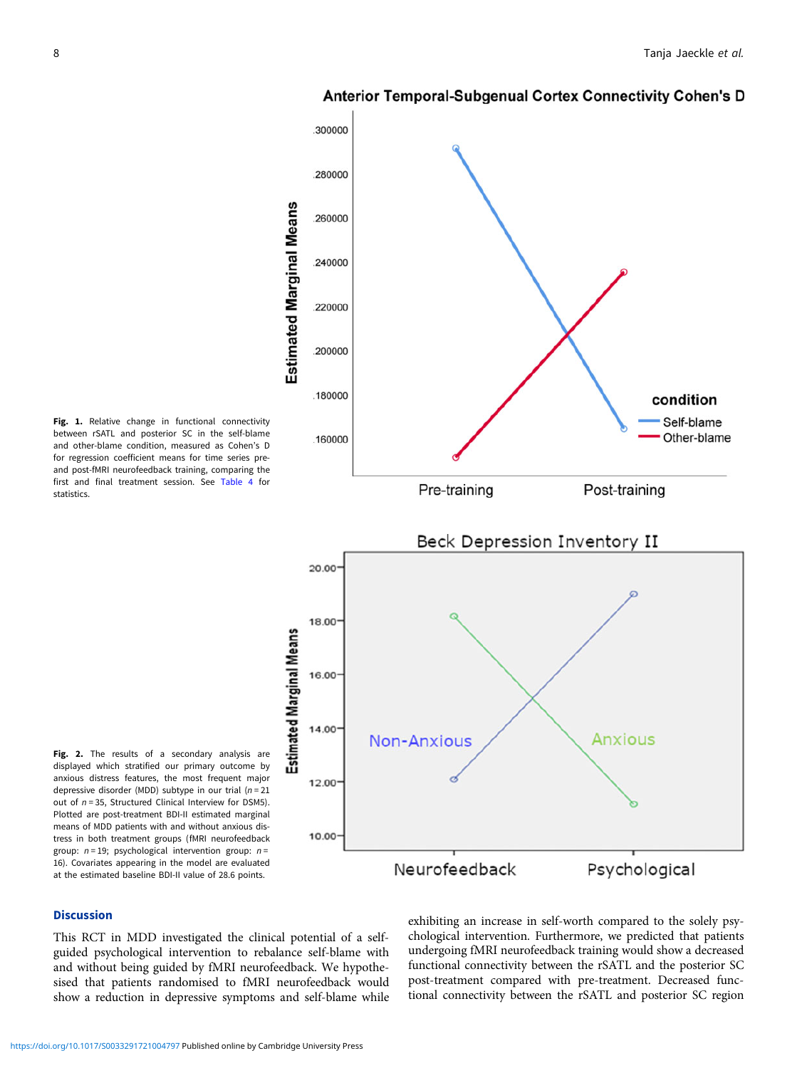**Fig. 1.** Relative change in functional connectivity between rSATL and posterior SC in the self-blame and other-blame condition, measured as Cohen's D for regression coefficient means for time series pre- and post-fMRI neurofeedback training, comparing the first and final treatment session. See Table 4 for statistics.

**Fig. 2.** The results of a secondary analysis are displayed which stratified our primary outcome by anxious distress features, the most frequent major depressive disorder (MDD) subtype in our trial ($n = 21$ out of $n = 35$, Structured Clinical Interview for DSM5). Plotted are post-treatment BDI-II estimated marginal means of MDD patients with and without anxious distress in both treatment groups (fMRI neurofeedback group: $n = 19$; psychological intervention group: $n = 16$). Covariates appearing in the model are evaluated at the estimated baseline BDI-II value of 28.6 points.

## Discussion

This RCT in MDD investigated the clinical potential of a self-guided psychological intervention to rebalance self-blame with and without being guided by fMRI neurofeedback. We hypothesised that patients randomised to fMRI neurofeedback would show a reduction in depressive symptoms and self-blame while exhibiting an increase in self-worth compared to the solely psychological intervention. Furthermore, we predicted that patients undergoing fMRI neurofeedback training would show a decreased functional connectivity between the rSATL and the posterior SC post-treatment compared with pre-treatment. Decreased functional connectivity between the rSATL and posterior SC region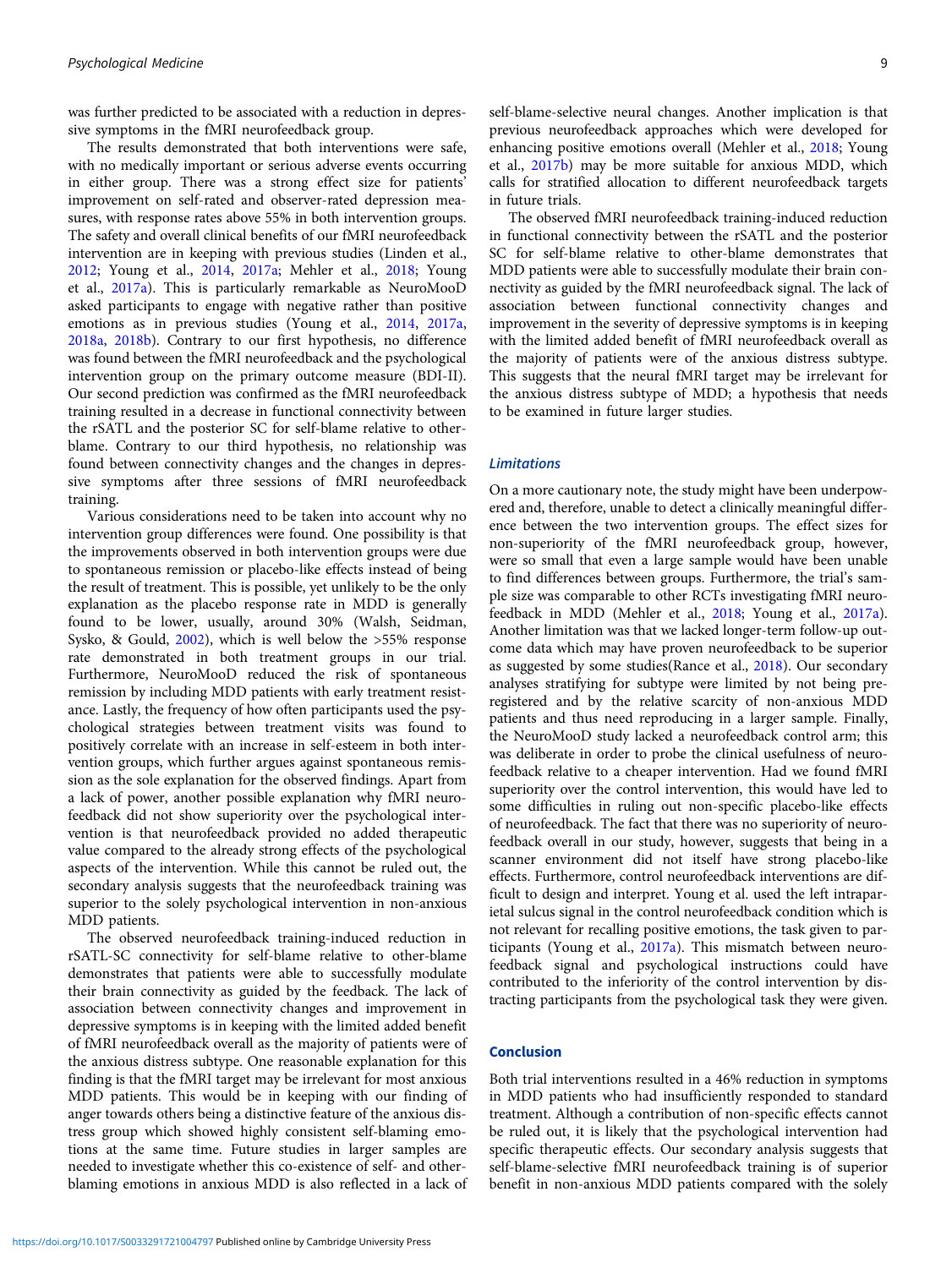was further predicted to be associated with a reduction in depressive symptoms in the fMRI neurofeedback group.

The results demonstrated that both interventions were safe, with no medically important or serious adverse events occurring in either group. There was a strong effect size for patients' improvement on self-rated and observer-rated depression measures, with response rates above 55% in both intervention groups. The safety and overall clinical benefits of our fMRI neurofeedback intervention are in keeping with previous studies (Linden et al., 2012; Young et al., 2014, 2017a; Mehler et al., 2018; Young et al., 2017a). This is particularly remarkable as NeuroMooD asked participants to engage with negative rather than positive emotions as in previous studies (Young et al., 2014, 2017a, 2018a, 2018b). Contrary to our first hypothesis, no difference was found between the fMRI neurofeedback and the psychological intervention group on the primary outcome measure (BDI-II). Our second prediction was confirmed as the fMRI neurofeedback training resulted in a decrease in functional connectivity between the rSATL and the posterior SC for self-blame relative to other-blame. Contrary to our third hypothesis, no relationship was found between connectivity changes and the changes in depressive symptoms after three sessions of fMRI neurofeedback training.

Various considerations need to be taken into account why no intervention group differences were found. One possibility is that the improvements observed in both intervention groups were due to spontaneous remission or placebo-like effects instead of being the result of treatment. This is possible, yet unlikely to be the only explanation as the placebo response rate in MDD is generally found to be lower, usually, around 30% (Walsh, Seidman, Sysko, & Gould, 2002), which is well below the >55% response rate demonstrated in both treatment groups in our trial. Furthermore, NeuroMooD reduced the risk of spontaneous remission by including MDD patients with early treatment resistance. Lastly, the frequency of how often participants used the psychological strategies between treatment visits was found to positively correlate with an increase in self-esteem in both intervention groups, which further argues against spontaneous remission as the sole explanation for the observed findings. Apart from a lack of power, another possible explanation why fMRI neurofeedback did not show superiority over the psychological intervention is that neurofeedback provided no added therapeutic value compared to the already strong effects of the psychological aspects of the intervention. While this cannot be ruled out, the secondary analysis suggests that the neurofeedback training was superior to the solely psychological intervention in non-anxious MDD patients.

The observed neurofeedback training-induced reduction in rSATL-SC connectivity for self-blame relative to other-blame demonstrates that patients were able to successfully modulate their brain connectivity as guided by the feedback. The lack of association between connectivity changes and improvement in depressive symptoms is in keeping with the limited added benefit of fMRI neurofeedback overall as the majority of patients were of the anxious distress subtype. One reasonable explanation for this finding is that the fMRI target may be irrelevant for most anxious MDD patients. This would be in keeping with our finding of anger towards others being a distinctive feature of the anxious distress group which showed highly consistent self-blaming emotions at the same time. Future studies in larger samples are needed to investigate whether this co-existence of self- and other-blaming emotions in anxious MDD is also reflected in a lack of self-blame-selective neural changes. Another implication is that previous neurofeedback approaches which were developed for enhancing positive emotions overall (Mehler et al., 2018; Young et al., 2017b) may be more suitable for anxious MDD, which calls for stratified allocation to different neurofeedback targets in future trials.

The observed fMRI neurofeedback training-induced reduction in functional connectivity between the rSATL and the posterior SC for self-blame relative to other-blame demonstrates that MDD patients were able to successfully modulate their brain connectivity as guided by the fMRI neurofeedback signal. The lack of association between functional connectivity changes and improvement in the severity of depressive symptoms is in keeping with the limited added benefit of fMRI neurofeedback overall as the majority of patients were of the anxious distress subtype. This suggests that the neural fMRI target may be irrelevant for the anxious distress subtype of MDD; a hypothesis that needs to be examined in future larger studies.

### Limitations

On a more cautionary note, the study might have been underpowered and, therefore, unable to detect a clinically meaningful difference between the two intervention groups. The effect sizes for non-superiority of the fMRI neurofeedback group, however, were so small that even a large sample would have been unable to find differences between groups. Furthermore, the trial's sample size was comparable to other RCTs investigating fMRI neurofeedback in MDD (Mehler et al., 2018; Young et al., 2017a). Another limitation was that we lacked longer-term follow-up outcome data which may have proven neurofeedback to be superior as suggested by some studies(Rance et al., 2018). Our secondary analyses stratifying for subtype were limited by not being preregistered and by the relative scarcity of non-anxious MDD patients and thus need reproducing in a larger sample. Finally, the NeuroMooD study lacked a neurofeedback control arm; this was deliberate in order to probe the clinical usefulness of neurofeedback relative to a cheaper intervention. Had we found fMRI superiority over the control intervention, this would have led to some difficulties in ruling out non-specific placebo-like effects of neurofeedback. The fact that there was no superiority of neurofeedback overall in our study, however, suggests that being in a scanner environment did not itself have strong placebo-like effects. Furthermore, control neurofeedback interventions are difficult to design and interpret. Young et al. used the left intraparietal sulcus signal in the control neurofeedback condition which is not relevant for recalling positive emotions, the task given to participants (Young et al., 2017a). This mismatch between neurofeedback signal and psychological instructions could have contributed to the inferiority of the control intervention by distracting participants from the psychological task they were given.

## Conclusion

Both trial interventions resulted in a 46% reduction in symptoms in MDD patients who had insufficiently responded to standard treatment. Although a contribution of non-specific effects cannot be ruled out, it is likely that the psychological intervention had specific therapeutic effects. Our secondary analysis suggests that self-blame-selective fMRI neurofeedback training is of superior benefit in non-anxious MDD patients compared with the solely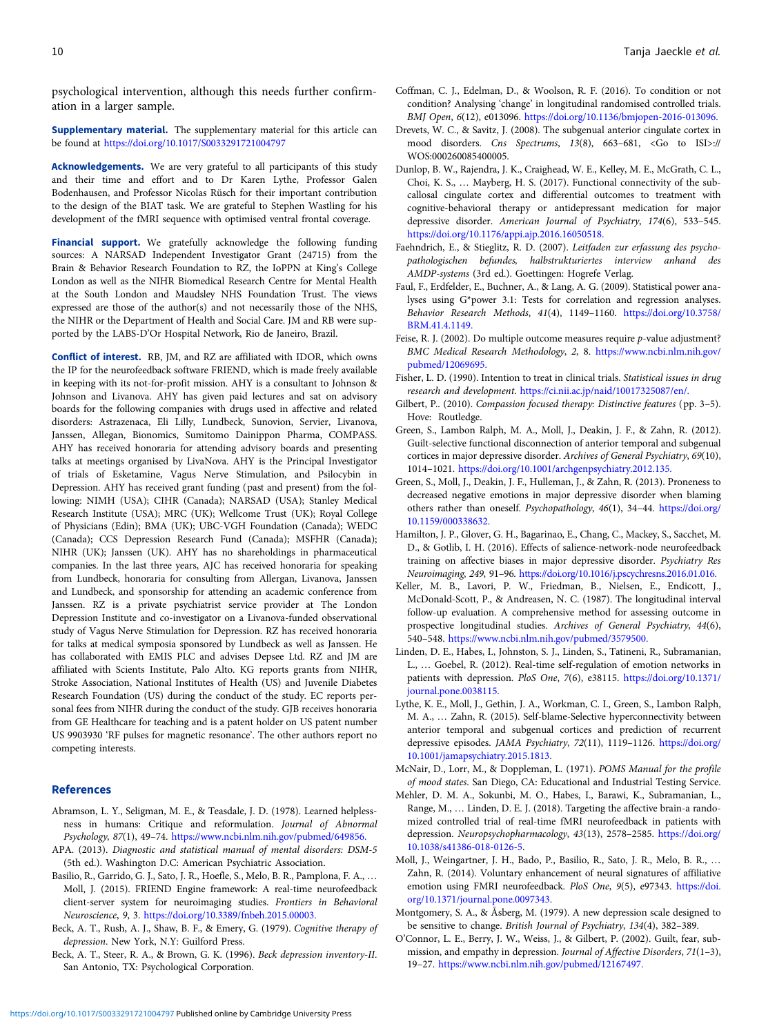psychological intervention, although this needs further confirmation in a larger sample.

**Supplementary material.** The supplementary material for this article can be found at https://doi.org/10.1017/S0033291721004797

**Acknowledgements.** We are very grateful to all participants of this study and their time and effort and to Dr Karen Lythe, Professor Galen Bodenhausen, and Professor Nicolas Rüsch for their important contribution to the design of the BIAT task. We are grateful to Stephen Wastling for his development of the fMRI sequence with optimised ventral frontal coverage.

**Financial support.** We gratefully acknowledge the following funding sources: A NARSAD Independent Investigator Grant (24715) from the Brain & Behavior Research Foundation to RZ, the IoPPN at King's College London as well as the NIHR Biomedical Research Centre for Mental Health at the South London and Maudsley NHS Foundation Trust. The views expressed are those of the author(s) and not necessarily those of the NHS, the NIHR or the Department of Health and Social Care. JM and RB were supported by the LABS-D'Or Hospital Network, Rio de Janeiro, Brazil.

**Conflict of interest.** RB, JM, and RZ are affiliated with IDOR, which owns the IP for the neurofeedback software FRIEND, which is made freely available in keeping with its not-for-profit mission. AHY is a consultant to Johnson & Johnson and Livanova. AHY has given paid lectures and sat on advisory boards for the following companies with drugs used in affective and related disorders: Astrazenaca, Eli Lilly, Lundbeck, Sunovion, Servier, Livanova, Janssen, Allegan, Bionomics, Sumitomo Dainippon Pharma, COMPASS. AHY has received honoraria for attending advisory boards and presenting talks at meetings organised by LivaNova. AHY is the Principal Investigator of trials of Esketamine, Vagus Nerve Stimulation, and Psilocybin in Depression. AHY has received grant funding (past and present) from the following: NIMH (USA); CIHR (Canada); NARSAD (USA); Stanley Medical Research Institute (USA); MRC (UK); Wellcome Trust (UK); Royal College of Physicians (Edin); BMA (UK); UBC-VGH Foundation (Canada); WEDC (Canada); CCS Depression Research Fund (Canada); MSFHR (Canada); NIHR (UK); Janssen (UK). AHY has no shareholdings in pharmaceutical companies. In the last three years, AJC has received honoraria for speaking from Lundbeck, honoraria for consulting from Allergan, Livanova, Janssen and Lundbeck, and sponsorship for attending an academic conference from Janssen. RZ is a private psychiatrist service provider at The London Depression Institute and co-investigator on a Livanova-funded observational study of Vagus Nerve Stimulation for Depression. RZ has received honoraria for talks at medical symposia sponsored by Lundbeck as well as Janssen. He has collaborated with EMIS PLC and advises Depsee Ltd. RZ and JM are affiliated with Scients Institute, Palo Alto. KG reports grants from NIHR, Stroke Association, National Institutes of Health (US) and Juvenile Diabetes Research Foundation (US) during the conduct of the study. EC reports personal fees from NIHR during the conduct of the study. GJB receives honoraria from GE Healthcare for teaching and is a patent holder on US patent number US 9903930 'RF pulses for magnetic resonance'. The other authors report no competing interests.

## References

Abramson, L. Y., Seligman, M. E., & Teasdale, J. D. (1978). Learned helplessness in humans: Critique and reformulation. *Journal of Abnormal Psychology*, *87*(1), 49–74. https://www.ncbi.nlm.nih.gov/pubmed/649856.

APA. (2013). *Diagnostic and statistical manual of mental disorders: DSM-5* (5th ed.). Washington D.C: American Psychiatric Association.

Basilio, R., Garrido, G. J., Sato, J. R., Hoefle, S., Melo, B. R., Pamplona, F. A., … Moll, J. (2015). FRIEND Engine framework: A real-time neurofeedback client-server system for neuroimaging studies. *Frontiers in Behavioral Neuroscience*, *9*, 3. https://doi.org/10.3389/fnbeh.2015.00003.

Beck, A. T., Rush, A. J., Shaw, B. F., & Emery, G. (1979). *Cognitive therapy of depression*. New York, N.Y: Guilford Press.

Beck, A. T., Steer, R. A., & Brown, G. K. (1996). *Beck depression inventory-II*. San Antonio, TX: Psychological Corporation.

Coffman, C. J., Edelman, D., & Woolson, R. F. (2016). To condition or not condition? Analysing 'change' in longitudinal randomised controlled trials. *BMJ Open*, *6*(12), e013096. https://doi.org/10.1136/bmjopen-2016-013096.

Drevets, W. C., & Savitz, J. (2008). The subgenual anterior cingulate cortex in mood disorders. *Cns Spectrums*, *13*(8), 663–681, <Go to ISI>://WOS:000260085400005.

Dunlop, B. W., Rajendra, J. K., Craighead, W. E., Kelley, M. E., McGrath, C. L., Choi, K. S., … Mayberg, H. S. (2017). Functional connectivity of the subcallosal cingulate cortex and differential outcomes to treatment with cognitive-behavioral therapy or antidepressant medication for major depressive disorder. *American Journal of Psychiatry*, *174*(6), 533–545. https://doi.org/10.1176/appi.ajp.2016.16050518.

Faehndrich, E., & Stieglitz, R. D. (2007). *Leitfaden zur erfassung des psychopathologischen befundes, halbstrukturiertes interview anhand des AMDP-systems* (3rd ed.). Goettingen: Hogrefe Verlag.

Faul, F., Erdfelder, E., Buchner, A., & Lang, A. G. (2009). Statistical power analyses using G*power 3.1: Tests for correlation and regression analyses. *Behavior Research Methods*, *41*(4), 1149–1160. https://doi.org/10.3758/BRM.41.4.1149.

Feise, R. J. (2002). Do multiple outcome measures require *p*-value adjustment? *BMC Medical Research Methodology*, *2*, 8. https://www.ncbi.nlm.nih.gov/pubmed/12069695.

Fisher, L. D. (1990). Intention to treat in clinical trials. *Statistical issues in drug research and development*. https://ci.nii.ac.jp/naid/10017325087/en/.

Gilbert, P.. (2010). *Compassion focused therapy: Distinctive features* (pp. 3–5). Hove: Routledge.

Green, S., Lambon Ralph, M. A., Moll, J., Deakin, J. F., & Zahn, R. (2012). Guilt-selective functional disconnection of anterior temporal and subgenual cortices in major depressive disorder. *Archives of General Psychiatry*, *69*(10), 1014–1021. https://doi.org/10.1001/archgenpsychiatry.2012.135.

Green, S., Moll, J., Deakin, J. F., Hulleman, J., & Zahn, R. (2013). Proneness to decreased negative emotions in major depressive disorder when blaming others rather than oneself. *Psychopathology*, *46*(1), 34–44. https://doi.org/10.1159/000338632.

Hamilton, J. P., Glover, G. H., Bagarinao, E., Chang, C., Mackey, S., Sacchet, M. D., & Gotlib, I. H. (2016). Effects of salience-network-node neurofeedback training on affective biases in major depressive disorder. *Psychiatry Res Neuroimaging*, *249*, 91–96. https://doi.org/10.1016/j.pscychresns.2016.01.016.

Keller, M. B., Lavori, P. W., Friedman, B., Nielsen, E., Endicott, J., McDonald-Scott, P., & Andreasen, N. C. (1987). The longitudinal interval follow-up evaluation. A comprehensive method for assessing outcome in prospective longitudinal studies. *Archives of General Psychiatry*, *44*(6), 540–548. https://www.ncbi.nlm.nih.gov/pubmed/3579500.

Linden, D. E., Habes, I., Johnston, S. J., Linden, S., Tatineni, R., Subramanian, L., … Goebel, R. (2012). Real-time self-regulation of emotion networks in patients with depression. *PloS One*, *7*(6), e38115. https://doi.org/10.1371/journal.pone.0038115.

Lythe, K. E., Moll, J., Gethin, J. A., Workman, C. I., Green, S., Lambon Ralph, M. A., … Zahn, R. (2015). Self-blame-Selective hyperconnectivity between anterior temporal and subgenual cortices and prediction of recurrent depressive episodes. *JAMA Psychiatry*, *72*(11), 1119–1126. https://doi.org/10.1001/jamapsychiatry.2015.1813.

McNair, D., Lorr, M., & Doppleman, L. (1971). *POMS Manual for the profile of mood states*. San Diego, CA: Educational and Industrial Testing Service.

Mehler, D. M. A., Sokunbi, M. O., Habes, I., Barawi, K., Subramanian, L., Range, M., … Linden, D. E. J. (2018). Targeting the affective brain-a randomized controlled trial of real-time fMRI neurofeedback in patients with depression. *Neuropsychopharmacology*, *43*(13), 2578–2585. https://doi.org/10.1038/s41386-018-0126-5.

Moll, J., Weingartner, J. H., Bado, P., Basilio, R., Sato, J. R., Melo, B. R., … Zahn, R. (2014). Voluntary enhancement of neural signatures of affiliative emotion using FMRI neurofeedback. *PloS One*, *9*(5), e97343. https://doi.org/10.1371/journal.pone.0097343.

Montgomery, S. A., & Åsberg, M. (1979). A new depression scale designed to be sensitive to change. *British Journal of Psychiatry*, *134*(4), 382–389.

O'Connor, L. E., Berry, J. W., Weiss, J., & Gilbert, P. (2002). Guilt, fear, submission, and empathy in depression. *Journal of Affective Disorders*, *71*(1–3), 19–27. https://www.ncbi.nlm.nih.gov/pubmed/12167497.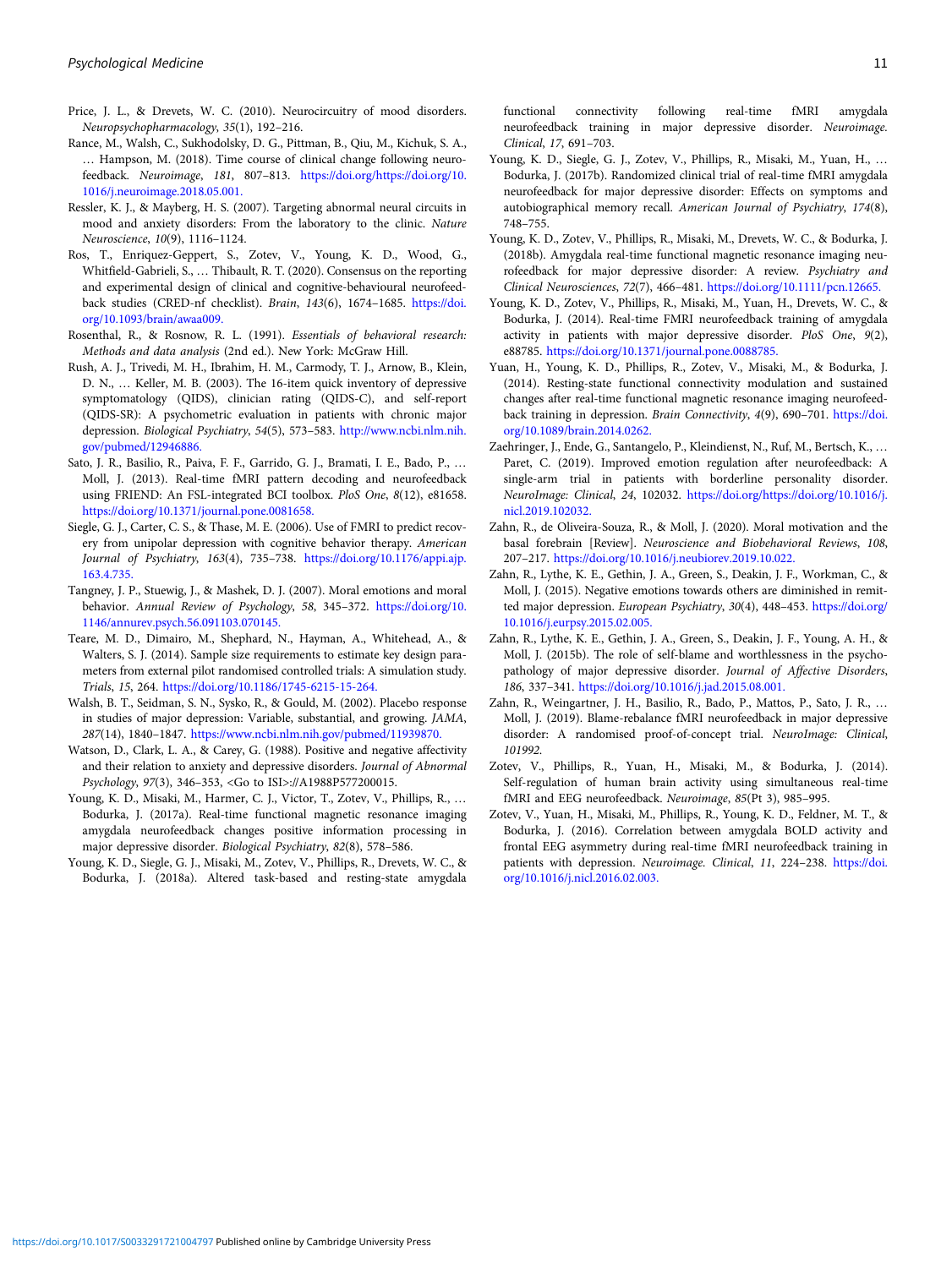Price, J. L., & Drevets, W. C. (2010). Neurocircuitry of mood disorders. *Neuropsychopharmacology*, *35*(1), 192–216.

Rance, M., Walsh, C., Sukhodolsky, D. G., Pittman, B., Qiu, M., Kichuk, S. A., … Hampson, M. (2018). Time course of clinical change following neurofeedback. *Neuroimage*, *181*, 807–813. https://doi.org/https://doi.org/10.1016/j.neuroimage.2018.05.001.

Ressler, K. J., & Mayberg, H. S. (2007). Targeting abnormal neural circuits in mood and anxiety disorders: From the laboratory to the clinic. *Nature Neuroscience*, *10*(9), 1116–1124.

Ros, T., Enriquez-Geppert, S., Zotev, V., Young, K. D., Wood, G., Whitfield-Gabrieli, S., … Thibault, R. T. (2020). Consensus on the reporting and experimental design of clinical and cognitive-behavioural neurofeedback studies (CRED-nf checklist). *Brain*, *143*(6), 1674–1685. https://doi.org/10.1093/brain/awaa009.

Rosenthal, R., & Rosnow, R. L. (1991). *Essentials of behavioral research: Methods and data analysis* (2nd ed.). New York: McGraw Hill.

Rush, A. J., Trivedi, M. H., Ibrahim, H. M., Carmody, T. J., Arnow, B., Klein, D. N., … Keller, M. B. (2003). The 16-item quick inventory of depressive symptomatology (QIDS), clinician rating (QIDS-C), and self-report (QIDS-SR): A psychometric evaluation in patients with chronic major depression. *Biological Psychiatry*, *54*(5), 573–583. http://www.ncbi.nlm.nih.gov/pubmed/12946886.

Sato, J. R., Basilio, R., Paiva, F. F., Garrido, G. J., Bramati, I. E., Bado, P., … Moll, J. (2013). Real-time fMRI pattern decoding and neurofeedback using FRIEND: An FSL-integrated BCI toolbox. *PloS One*, *8*(12), e81658. https://doi.org/10.1371/journal.pone.0081658.

Siegle, G. J., Carter, C. S., & Thase, M. E. (2006). Use of FMRI to predict recovery from unipolar depression with cognitive behavior therapy. *American Journal of Psychiatry*, *163*(4), 735–738. https://doi.org/10.1176/appi.ajp.163.4.735.

Tangney, J. P., Stuewig, J., & Mashek, D. J. (2007). Moral emotions and moral behavior. *Annual Review of Psychology*, *58*, 345–372. https://doi.org/10.1146/annurev.psych.56.091103.070145.

Teare, M. D., Dimairo, M., Shephard, N., Hayman, A., Whitehead, A., & Walters, S. J. (2014). Sample size requirements to estimate key design parameters from external pilot randomised controlled trials: A simulation study. *Trials*, *15*, 264. https://doi.org/10.1186/1745-6215-15-264.

Walsh, B. T., Seidman, S. N., Sysko, R., & Gould, M. (2002). Placebo response in studies of major depression: Variable, substantial, and growing. *JAMA*, *287*(14), 1840–1847. https://www.ncbi.nlm.nih.gov/pubmed/11939870.

Watson, D., Clark, L. A., & Carey, G. (1988). Positive and negative affectivity and their relation to anxiety and depressive disorders. *Journal of Abnormal Psychology*, *97*(3), 346–353, <Go to ISI>://A1988P577200015.

Young, K. D., Misaki, M., Harmer, C. J., Victor, T., Zotev, V., Phillips, R., … Bodurka, J. (2017a). Real-time functional magnetic resonance imaging amygdala neurofeedback changes positive information processing in major depressive disorder. *Biological Psychiatry*, *82*(8), 578–586.

Young, K. D., Siegle, G. J., Misaki, M., Zotev, V., Phillips, R., Drevets, W. C., & Bodurka, J. (2018a). Altered task-based and resting-state amygdala functional connectivity following real-time fMRI amygdala neurofeedback training in major depressive disorder. *Neuroimage. Clinical*, *17*, 691–703.

Young, K. D., Siegle, G. J., Zotev, V., Phillips, R., Misaki, M., Yuan, H., … Bodurka, J. (2017b). Randomized clinical trial of real-time fMRI amygdala neurofeedback for major depressive disorder: Effects on symptoms and autobiographical memory recall. *American Journal of Psychiatry*, *174*(8), 748–755.

Young, K. D., Zotev, V., Phillips, R., Misaki, M., Drevets, W. C., & Bodurka, J. (2018b). Amygdala real-time functional magnetic resonance imaging neurofeedback for major depressive disorder: A review. *Psychiatry and Clinical Neurosciences*, *72*(7), 466–481. https://doi.org/10.1111/pcn.12665.

Young, K. D., Zotev, V., Phillips, R., Misaki, M., Yuan, H., Drevets, W. C., & Bodurka, J. (2014). Real-time FMRI neurofeedback training of amygdala activity in patients with major depressive disorder. *PloS One*, *9*(2), e88785. https://doi.org/10.1371/journal.pone.0088785.

Yuan, H., Young, K. D., Phillips, R., Zotev, V., Misaki, M., & Bodurka, J. (2014). Resting-state functional connectivity modulation and sustained changes after real-time functional magnetic resonance imaging neurofeedback training in depression. *Brain Connectivity*, *4*(9), 690–701. https://doi.org/10.1089/brain.2014.0262.

Zaehringer, J., Ende, G., Santangelo, P., Kleindienst, N., Ruf, M., Bertsch, K., … Paret, C. (2019). Improved emotion regulation after neurofeedback: A single-arm trial in patients with borderline personality disorder. *NeuroImage: Clinical*, *24*, 102032. https://doi.org/https://doi.org/10.1016/j.nicl.2019.102032.

Zahn, R., & de Oliveira-Souza, R., & Moll, J. (2020). Moral motivation and the basal forebrain [Review]. *Neuroscience and Biobehavioral Reviews*, *108*, 207–217. https://doi.org/10.1016/j.neubiorev.2019.10.022.

Zahn, R., Lythe, K. E., Gethin, J. A., Green, S., Deakin, J. F., Workman, C., & Moll, J. (2015). Negative emotions towards others are diminished in remitted major depression. *European Psychiatry*, *30*(4), 448–453. https://doi.org/10.1016/j.eurpsy.2015.02.005.

Zahn, R., Lythe, K. E., Gethin, J. A., Green, S., Deakin, J. F., Young, A. H., & Moll, J. (2015b). The role of self-blame and worthlessness in the psychopathology of major depressive disorder. *Journal of Affective Disorders*, *186*, 337–341. https://doi.org/10.1016/j.jad.2015.08.001.

Zahn, R., Weingartner, J. H., Basilio, R., Bado, P., Mattos, P., Sato, J. R., … Moll, J. (2019). Blame-rebalance fMRI neurofeedback in major depressive disorder: A randomised proof-of-concept trial. *NeuroImage: Clinical*, *101992*.

Zotev, V., Phillips, R., Yuan, H., Misaki, M., & Bodurka, J. (2014). Self-regulation of human brain activity using simultaneous real-time fMRI and EEG neurofeedback. *Neuroimage*, *85*(Pt 3), 985–995.

Zotev, V., Yuan, H., Misaki, M., Phillips, R., Young, K. D., Feldner, M. T., & Bodurka, J. (2016). Correlation between amygdala BOLD activity and frontal EEG asymmetry during real-time fMRI neurofeedback training in patients with depression. *Neuroimage. Clinical*, *11*, 224–238. https://doi.org/10.1016/j.nicl.2016.02.003.